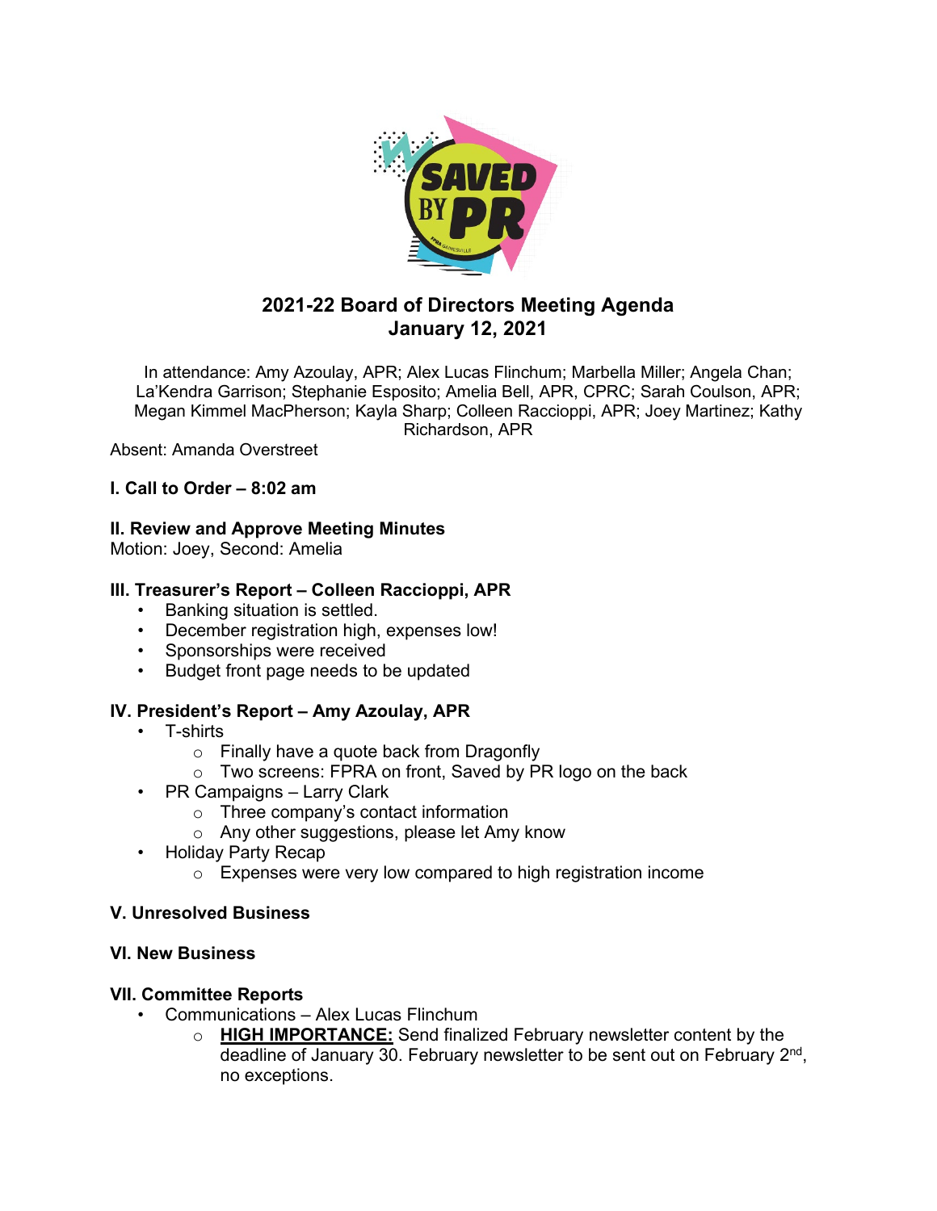# 2021-22 Board of Directors Meeting Agenda
## January 12, 2021

In attendance: Amy Azoulay, APR; Alex Lucas Flinchum; Marbella Miller; Angela Chan; La'Kendra Garrison; Stephanie Esposito; Amelia Bell, APR, CPRC; Sarah Coulson, APR; Megan Kimmel MacPherson; Kayla Sharp; Colleen Raccioppi, APR; Joey Martinez; Kathy Richardson, APR

Absent: Amanda Overstreet

**I. Call to Order – 8:02 am**

**II. Review and Approve Meeting Minutes**

Motion: Joey, Second: Amelia

**III. Treasurer's Report – Colleen Raccioppi, APR**

- Banking situation is settled.
- December registration high, expenses low!
- Sponsorships were received
- Budget front page needs to be updated

**IV. President's Report – Amy Azoulay, APR**

- T-shirts
  - Finally have a quote back from Dragonfly
  - Two screens: FPRA on front, Saved by PR logo on the back
- PR Campaigns – Larry Clark
  - Three company's contact information
  - Any other suggestions, please let Amy know
- Holiday Party Recap
  - Expenses were very low compared to high registration income

**V. Unresolved Business**

**VI. New Business**

**VII. Committee Reports**

- Communications – Alex Lucas Flinchum
  - **HIGH IMPORTANCE:** Send finalized February newsletter content by the deadline of January 30. February newsletter to be sent out on February 2nd, no exceptions.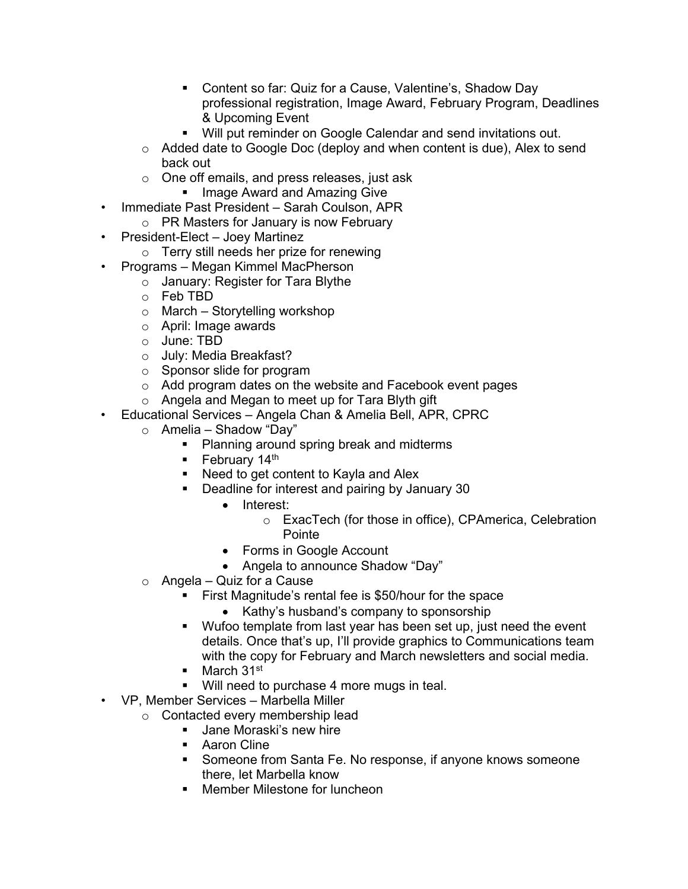- Content so far: Quiz for a Cause, Valentine's, Shadow Day professional registration, Image Award, February Program, Deadlines & Upcoming Event
    - Will put reminder on Google Calendar and send invitations out.
  - Added date to Google Doc (deploy and when content is due), Alex to send back out
  - One off emails, and press releases, just ask
    - Image Award and Amazing Give
- Immediate Past President – Sarah Coulson, APR
  - PR Masters for January is now February
- President-Elect – Joey Martinez
  - Terry still needs her prize for renewing
- Programs – Megan Kimmel MacPherson
  - January: Register for Tara Blythe
  - Feb TBD
  - March – Storytelling workshop
  - April: Image awards
  - June: TBD
  - July: Media Breakfast?
  - Sponsor slide for program
  - Add program dates on the website and Facebook event pages
  - Angela and Megan to meet up for Tara Blyth gift
- Educational Services – Angela Chan & Amelia Bell, APR, CPRC
  - Amelia – Shadow "Day"
    - Planning around spring break and midterms
    - February 14th
    - Need to get content to Kayla and Alex
    - Deadline for interest and pairing by January 30
      - Interest:
        - ExacTech (for those in office), CPAmerica, Celebration Pointe
      - Forms in Google Account
      - Angela to announce Shadow "Day"
  - Angela – Quiz for a Cause
    - First Magnitude's rental fee is $50/hour for the space
      - Kathy's husband's company to sponsorship
    - Wufoo template from last year has been set up, just need the event details. Once that's up, I'll provide graphics to Communications team with the copy for February and March newsletters and social media.
    - March 31st
    - Will need to purchase 4 more mugs in teal.
- VP, Member Services – Marbella Miller
  - Contacted every membership lead
    - Jane Moraski's new hire
    - Aaron Cline
    - Someone from Santa Fe. No response, if anyone knows someone there, let Marbella know
    - Member Milestone for luncheon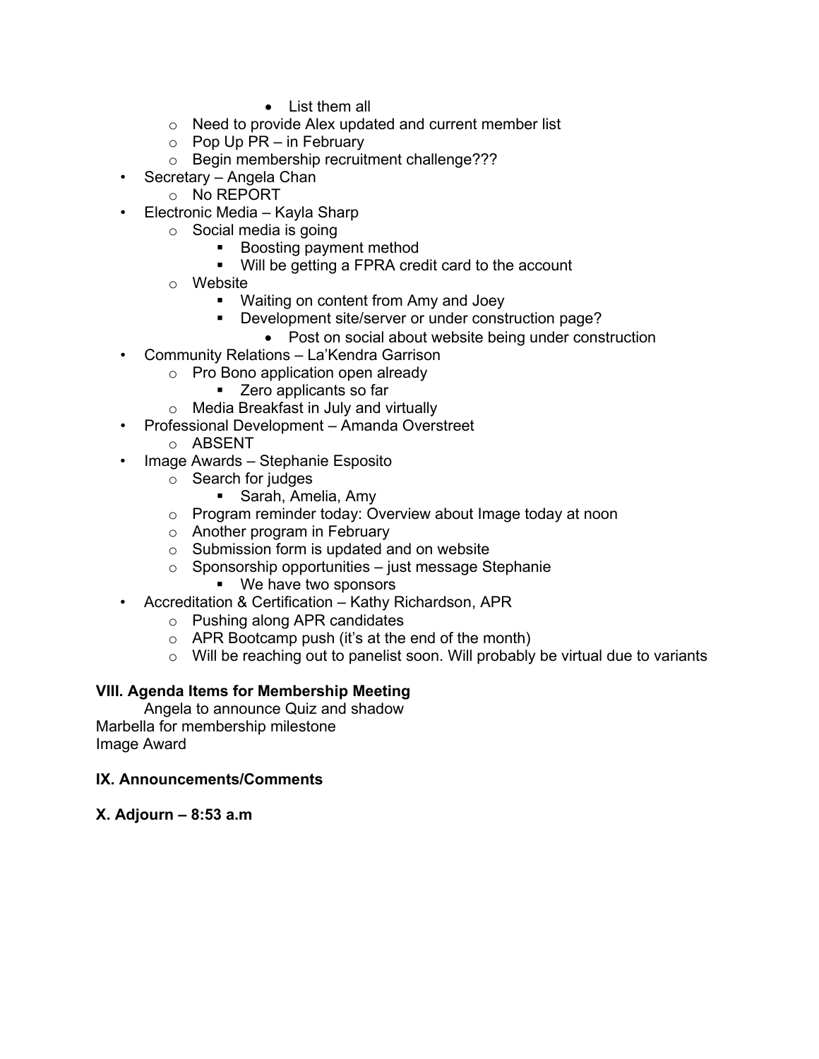- List them all
    - Need to provide Alex updated and current member list
    - Pop Up PR – in February
    - Begin membership recruitment challenge???
- Secretary – Angela Chan
    - No REPORT
- Electronic Media – Kayla Sharp
    - Social media is going
        - Boosting payment method
        - Will be getting a FPRA credit card to the account
    - Website
        - Waiting on content from Amy and Joey
        - Development site/server or under construction page?
            - Post on social about website being under construction
- Community Relations – La'Kendra Garrison
    - Pro Bono application open already
        - Zero applicants so far
    - Media Breakfast in July and virtually
- Professional Development – Amanda Overstreet
    - ABSENT
- Image Awards – Stephanie Esposito
    - Search for judges
        - Sarah, Amelia, Amy
    - Program reminder today: Overview about Image today at noon
    - Another program in February
    - Submission form is updated and on website
    - Sponsorship opportunities – just message Stephanie
        - We have two sponsors
- Accreditation & Certification – Kathy Richardson, APR
    - Pushing along APR candidates
    - APR Bootcamp push (it's at the end of the month)
    - Will be reaching out to panelist soon. Will probably be virtual due to variants

**VIII. Agenda Items for Membership Meeting**

Angela to announce Quiz and shadow
Marbella for membership milestone
Image Award

**IX. Announcements/Comments**

**X. Adjourn – 8:53 a.m**